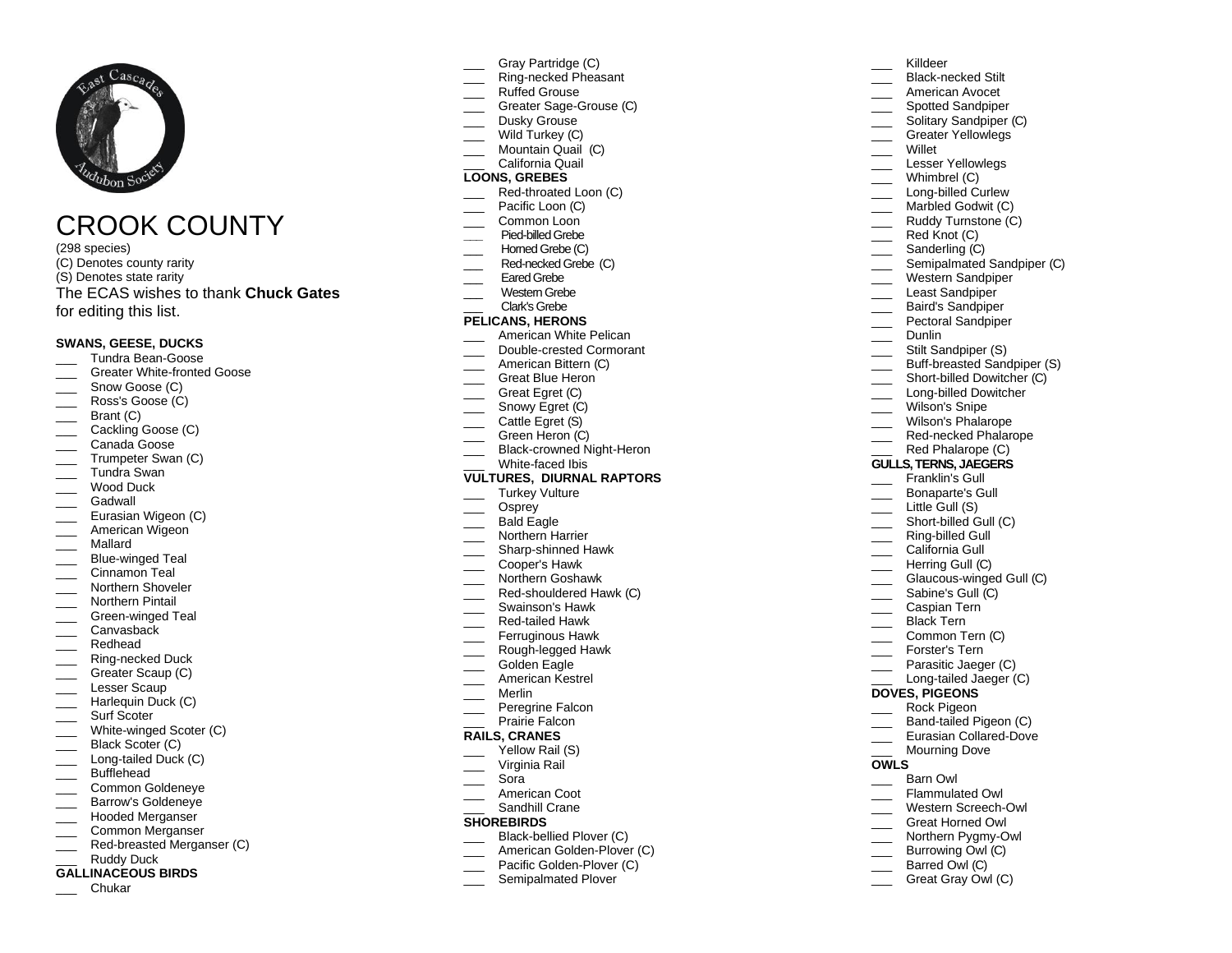# CROOK COUNTY

(298 species)
(C) Denotes county rarity
(S) Denotes state rarity
The ECAS wishes to thank **Chuck Gates** for editing this list.

**SWANS, GEESE, DUCKS**

___ Tundra Bean-Goose
___ Greater White-fronted Goose
___ Snow Goose (C)
___ Ross's Goose (C)
___ Brant (C)
___ Cackling Goose (C)
___ Canada Goose
___ Trumpeter Swan (C)
___ Tundra Swan
___ Wood Duck
___ Gadwall
___ Eurasian Wigeon (C)
___ American Wigeon
___ Mallard
___ Blue-winged Teal
___ Cinnamon Teal
___ Northern Shoveler
___ Northern Pintail
___ Green-winged Teal
___ Canvasback
___ Redhead
___ Ring-necked Duck
___ Greater Scaup (C)
___ Lesser Scaup
___ Harlequin Duck (C)
___ Surf Scoter
___ White-winged Scoter (C)
___ Black Scoter (C)
___ Long-tailed Duck (C)
___ Bufflehead
___ Common Goldeneye
___ Barrow's Goldeneye
___ Hooded Merganser
___ Common Merganser
___ Red-breasted Merganser (C)
___ Ruddy Duck

**GALLINACEOUS BIRDS**

___ Chukar
___ Gray Partridge (C)
___ Ring-necked Pheasant
___ Ruffed Grouse
___ Greater Sage-Grouse (C)
___ Dusky Grouse
___ Wild Turkey (C)
___ Mountain Quail (C)
___ California Quail

**LOONS, GREBES**

___ Red-throated Loon (C)
___ Pacific Loon (C)
___ Common Loon
___ Pied-billed Grebe
___ Horned Grebe (C)
___ Red-necked Grebe (C)
___ Eared Grebe
___ Western Grebe
___ Clark's Grebe

**PELICANS, HERONS**

___ American White Pelican
___ Double-crested Cormorant
___ American Bittern (C)
___ Great Blue Heron
___ Great Egret (C)
___ Snowy Egret (C)
___ Cattle Egret (S)
___ Green Heron (C)
___ Black-crowned Night-Heron
___ White-faced Ibis

**VULTURES, DIURNAL RAPTORS**

___ Turkey Vulture
___ Osprey
___ Bald Eagle
___ Northern Harrier
___ Sharp-shinned Hawk
___ Cooper's Hawk
___ Northern Goshawk
___ Red-shouldered Hawk (C)
___ Swainson's Hawk
___ Red-tailed Hawk
___ Ferruginous Hawk
___ Rough-legged Hawk
___ Golden Eagle
___ American Kestrel
___ Merlin
___ Peregrine Falcon
___ Prairie Falcon

**RAILS, CRANES**

___ Yellow Rail (S)
___ Virginia Rail
___ Sora
___ American Coot
___ Sandhill Crane

**SHOREBIRDS**

___ Black-bellied Plover (C)
___ American Golden-Plover (C)
___ Pacific Golden-Plover (C)
___ Semipalmated Plover
___ Killdeer
___ Black-necked Stilt
___ American Avocet
___ Spotted Sandpiper
___ Solitary Sandpiper (C)
___ Greater Yellowlegs
___ Willet
___ Lesser Yellowlegs
___ Whimbrel (C)
___ Long-billed Curlew
___ Marbled Godwit (C)
___ Ruddy Turnstone (C)
___ Red Knot (C)
___ Sanderling (C)
___ Semipalmated Sandpiper (C)
___ Western Sandpiper
___ Least Sandpiper
___ Baird's Sandpiper
___ Pectoral Sandpiper
___ Dunlin
___ Stilt Sandpiper (S)
___ Buff-breasted Sandpiper (S)
___ Short-billed Dowitcher (C)
___ Long-billed Dowitcher
___ Wilson's Snipe
___ Wilson's Phalarope
___ Red-necked Phalarope
___ Red Phalarope (C)

**GULLS, TERNS, JAEGERS**

___ Franklin's Gull
___ Bonaparte's Gull
___ Little Gull (S)
___ Short-billed Gull (C)
___ Ring-billed Gull
___ California Gull
___ Herring Gull (C)
___ Glaucous-winged Gull (C)
___ Sabine's Gull (C)
___ Caspian Tern
___ Black Tern
___ Common Tern (C)
___ Forster's Tern
___ Parasitic Jaeger (C)
___ Long-tailed Jaeger (C)

**DOVES, PIGEONS**

___ Rock Pigeon
___ Band-tailed Pigeon (C)
___ Eurasian Collared-Dove
___ Mourning Dove

**OWLS**

___ Barn Owl
___ Flammulated Owl
___ Western Screech-Owl
___ Great Horned Owl
___ Northern Pygmy-Owl
___ Burrowing Owl (C)
___ Barred Owl (C)
___ Great Gray Owl (C)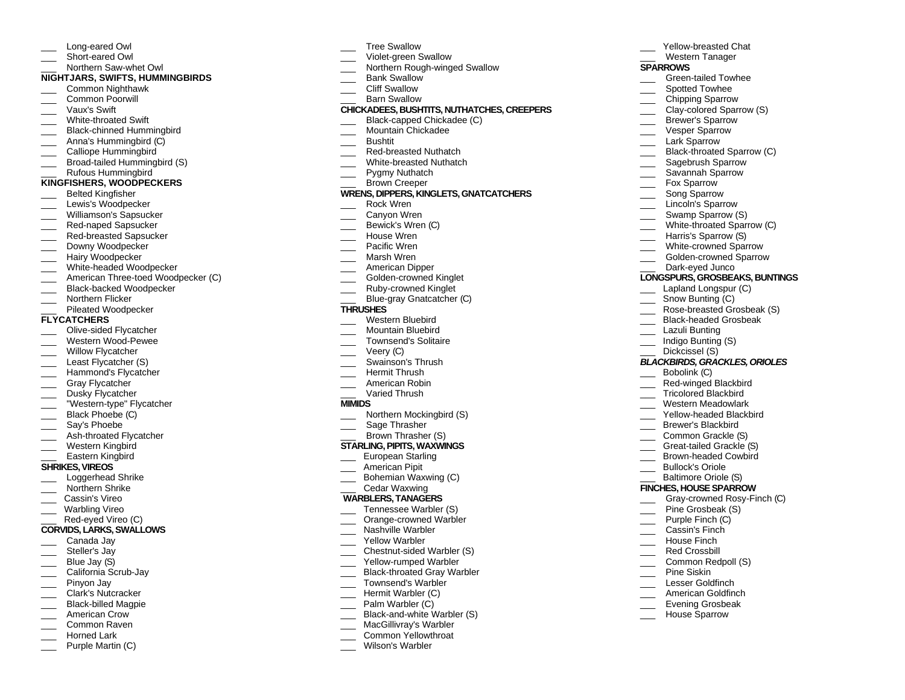- ___ Long-eared Owl
- ___ Short-eared Owl
- ___ Northern Saw-whet Owl

**NIGHTJARS, SWIFTS, HUMMINGBIRDS**

- ___ Common Nighthawk
- ___ Common Poorwill
- ___ Vaux's Swift
- ___ White-throated Swift
- ___ Black-chinned Hummingbird
- ___ Anna's Hummingbird (C)
- ___ Calliope Hummingbird
- ___ Broad-tailed Hummingbird (S)
- ___ Rufous Hummingbird

**KINGFISHERS, WOODPECKERS**

- ___ Belted Kingfisher
- ___ Lewis's Woodpecker
- ___ Williamson's Sapsucker
- ___ Red-naped Sapsucker
- ___ Red-breasted Sapsucker
- ___ Downy Woodpecker
- ___ Hairy Woodpecker
- ___ White-headed Woodpecker
- ___ American Three-toed Woodpecker (C)
- ___ Black-backed Woodpecker
- ___ Northern Flicker
- ___ Pileated Woodpecker

**FLYCATCHERS**

- ___ Olive-sided Flycatcher
- ___ Western Wood-Pewee
- ___ Willow Flycatcher
- ___ Least Flycatcher (S)
- ___ Hammond's Flycatcher
- ___ Gray Flycatcher
- ___ Dusky Flycatcher
- ___ "Western-type" Flycatcher
- ___ Black Phoebe (C)
- ___ Say's Phoebe
- ___ Ash-throated Flycatcher
- ___ Western Kingbird
- ___ Eastern Kingbird

**SHRIKES, VIREOS**

- ___ Loggerhead Shrike
- ___ Northern Shrike
- ___ Cassin's Vireo
- ___ Warbling Vireo
- ___ Red-eyed Vireo (C)

**CORVIDS, LARKS, SWALLOWS**

- ___ Canada Jay
- ___ Steller's Jay
- ___ Blue Jay (S)
- ___ California Scrub-Jay
- ___ Pinyon Jay
- ___ Clark's Nutcracker
- ___ Black-billed Magpie
- ___ American Crow
- ___ Common Raven
- ___ Horned Lark
- ___ Purple Martin (C)
- ___ Tree Swallow
- ___ Violet-green Swallow
- ___ Northern Rough-winged Swallow
- ___ Bank Swallow
- ___ Cliff Swallow
- ___ Barn Swallow

**CHICKADEES, BUSHTITS, NUTHATCHES, CREEPERS**

- ___ Black-capped Chickadee (C)
- ___ Mountain Chickadee
- ___ Bushtit
- ___ Red-breasted Nuthatch
- ___ White-breasted Nuthatch
- ___ Pygmy Nuthatch
- ___ Brown Creeper

**WRENS, DIPPERS, KINGLETS, GNATCATCHERS**

- ___ Rock Wren
- ___ Canyon Wren
- ___ Bewick's Wren (C)
- ___ House Wren
- ___ Pacific Wren
- ___ Marsh Wren
- ___ American Dipper
- ___ Golden-crowned Kinglet
- ___ Ruby-crowned Kinglet
- ___ Blue-gray Gnatcatcher (C)

**THRUSHES**

- ___ Western Bluebird
- ___ Mountain Bluebird
- ___ Townsend's Solitaire
- ___ Veery (C)
- ___ Swainson's Thrush
- ___ Hermit Thrush
- ___ American Robin
- ___ Varied Thrush

**MIMIDS**

- ___ Northern Mockingbird (S)
- ___ Sage Thrasher
- ___ Brown Thrasher (S)

**STARLING, PIPITS, WAXWINGS**

- ___ European Starling
- ___ American Pipit
- ___ Bohemian Waxwing (C)
- ___ Cedar Waxwing

**WARBLERS, TANAGERS**

- ___ Tennessee Warbler (S)
- ___ Orange-crowned Warbler
- ___ Nashville Warbler
- ___ Yellow Warbler
- ___ Chestnut-sided Warbler (S)
- ___ Yellow-rumped Warbler
- ___ Black-throated Gray Warbler
- ___ Townsend's Warbler
- ___ Hermit Warbler (C)
- ___ Palm Warbler (C)
- ___ Black-and-white Warbler (S)
- ___ MacGillivray's Warbler
- ___ Common Yellowthroat
- ___ Wilson's Warbler
- ___ Yellow-breasted Chat
- ___ Western Tanager

**SPARROWS**

- ___ Green-tailed Towhee
- ___ Spotted Towhee
- ___ Chipping Sparrow
- ___ Clay-colored Sparrow (S)
- ___ Brewer's Sparrow
- ___ Vesper Sparrow
- ___ Lark Sparrow
- ___ Black-throated Sparrow (C)
- ___ Sagebrush Sparrow
- ___ Savannah Sparrow
- ___ Fox Sparrow
- ___ Song Sparrow
- ___ Lincoln's Sparrow
- ___ Swamp Sparrow (S)
- ___ White-throated Sparrow (C)
- ___ Harris's Sparrow (S)
- ___ White-crowned Sparrow
- ___ Golden-crowned Sparrow
- ___ Dark-eyed Junco

**LONGSPURS, GROSBEAKS, BUNTINGS**

- ___ Lapland Longspur (C)
- ___ Snow Bunting (C)
- ___ Rose-breasted Grosbeak (S)
- ___ Black-headed Grosbeak
- ___ Lazuli Bunting
- ___ Indigo Bunting (S)
- ___ Dickcissel (S)

***BLACKBIRDS, GRACKLES, ORIOLES***

- ___ Bobolink (C)
- ___ Red-winged Blackbird
- ___ Tricolored Blackbird
- ___ Western Meadowlark
- ___ Yellow-headed Blackbird
- ___ Brewer's Blackbird
- ___ Common Grackle (S)
- ___ Great-tailed Grackle (S)
- ___ Brown-headed Cowbird
- ___ Bullock's Oriole
- ___ Baltimore Oriole (S)

**FINCHES, HOUSE SPARROW**

- ___ Gray-crowned Rosy-Finch (C)
- ___ Pine Grosbeak (S)
- ___ Purple Finch (C)
- ___ Cassin's Finch
- ___ House Finch
- ___ Red Crossbill
- ___ Common Redpoll (S)
- ___ Pine Siskin
- ___ Lesser Goldfinch
- ___ American Goldfinch
- ___ Evening Grosbeak
- ___ House Sparrow